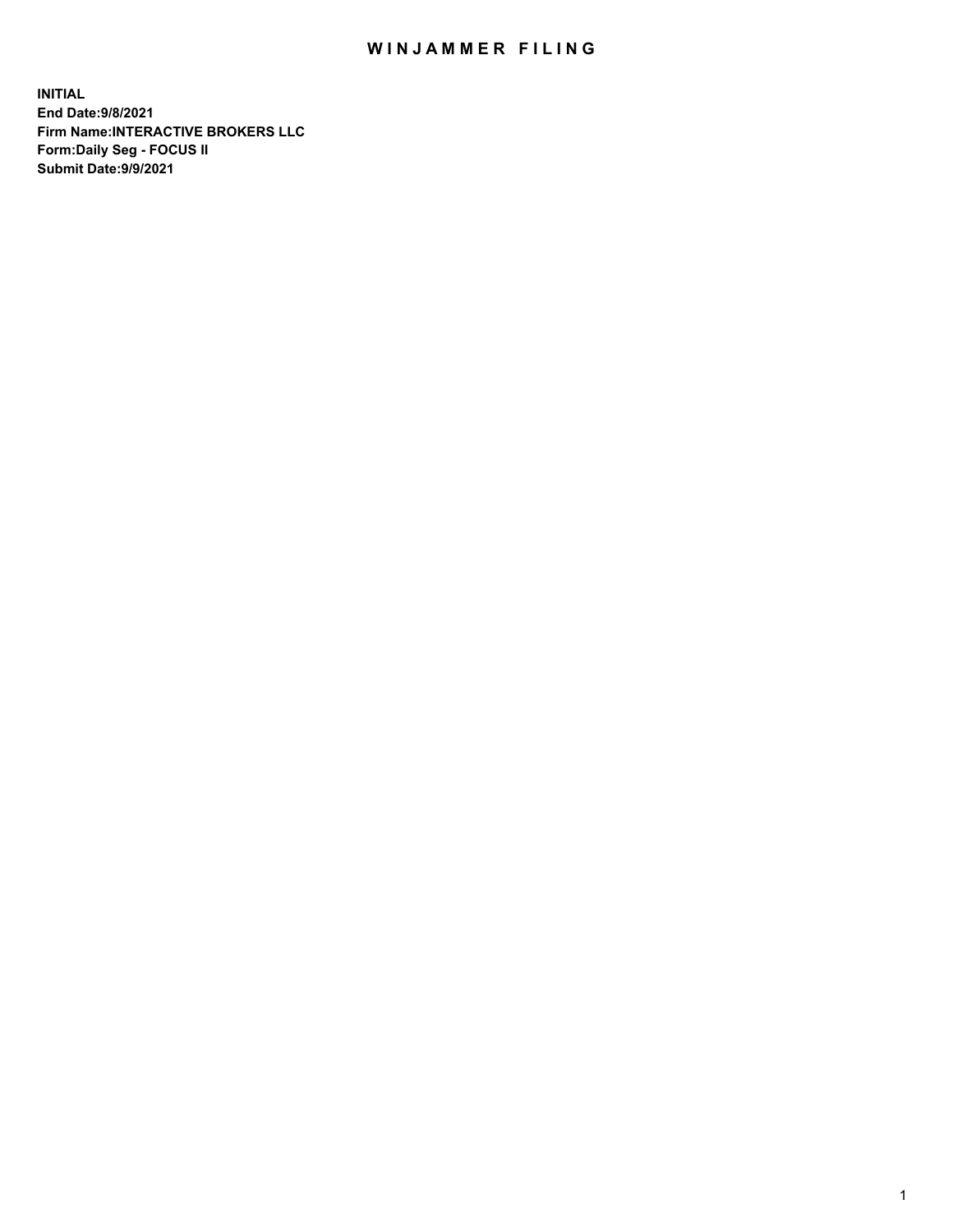# WINJAMMER FILING

**INITIAL**
**End Date:9/8/2021**
**Firm Name:INTERACTIVE BROKERS LLC**
**Form:Daily Seg - FOCUS II**
**Submit Date:9/9/2021**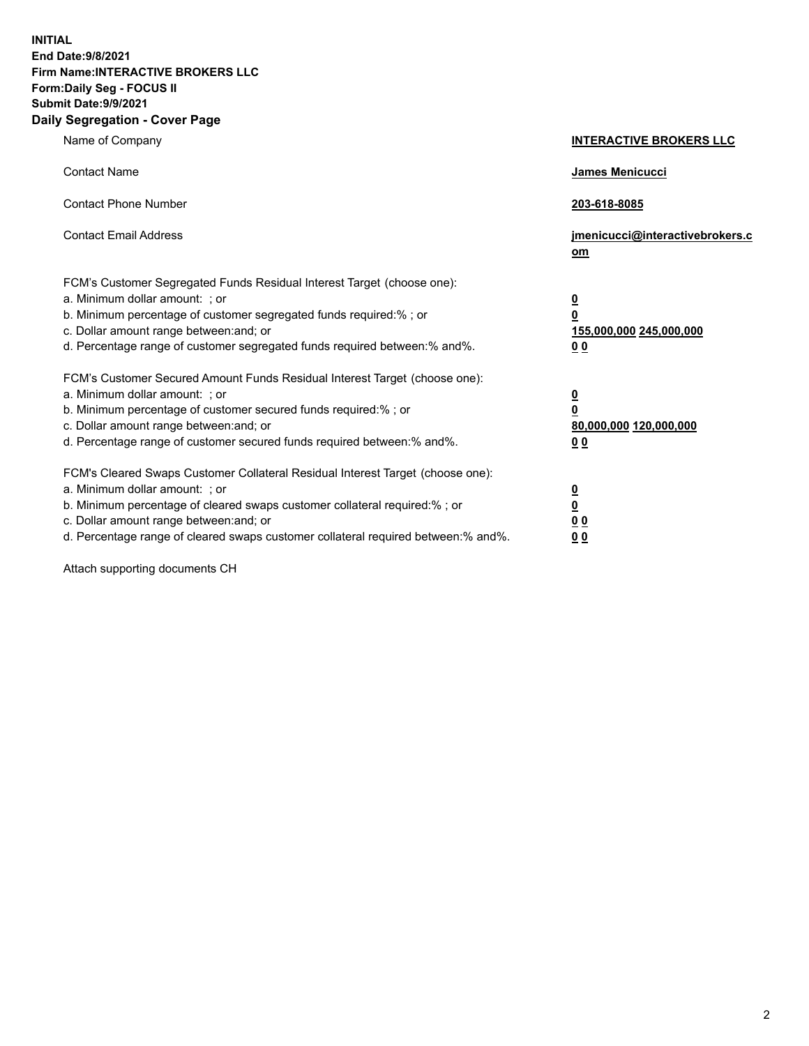**INITIAL**
**End Date:9/8/2021**
**Firm Name:INTERACTIVE BROKERS LLC**
**Form:Daily Seg - FOCUS II**
**Submit Date:9/9/2021**

## Daily Segregation - Cover Page

| | |
|---|---|
| Name of Company | **INTERACTIVE BROKERS LLC** |
| Contact Name | **James Menicucci** |
| Contact Phone Number | **203-618-8085** |
| Contact Email Address | **jmenicucci@interactivebrokers.com** |

FCM's Customer Segregated Funds Residual Interest Target (choose one):

| | |
|---|---|
| a. Minimum dollar amount: ; or | **0** |
| b. Minimum percentage of customer segregated funds required:% ; or | **0** |
| c. Dollar amount range between:and; or | **155,000,000 245,000,000** |
| d. Percentage range of customer segregated funds required between:% and%. | **0 0** |

FCM's Customer Secured Amount Funds Residual Interest Target (choose one):

| | |
|---|---|
| a. Minimum dollar amount: ; or | **0** |
| b. Minimum percentage of customer secured funds required:% ; or | **0** |
| c. Dollar amount range between:and; or | **80,000,000 120,000,000** |
| d. Percentage range of customer secured funds required between:% and%. | **0 0** |

FCM's Cleared Swaps Customer Collateral Residual Interest Target (choose one):

| | |
|---|---|
| a. Minimum dollar amount: ; or | **0** |
| b. Minimum percentage of cleared swaps customer collateral required:% ; or | **0** |
| c. Dollar amount range between:and; or | **0 0** |
| d. Percentage range of cleared swaps customer collateral required between:% and%. | **0 0** |

Attach supporting documents CH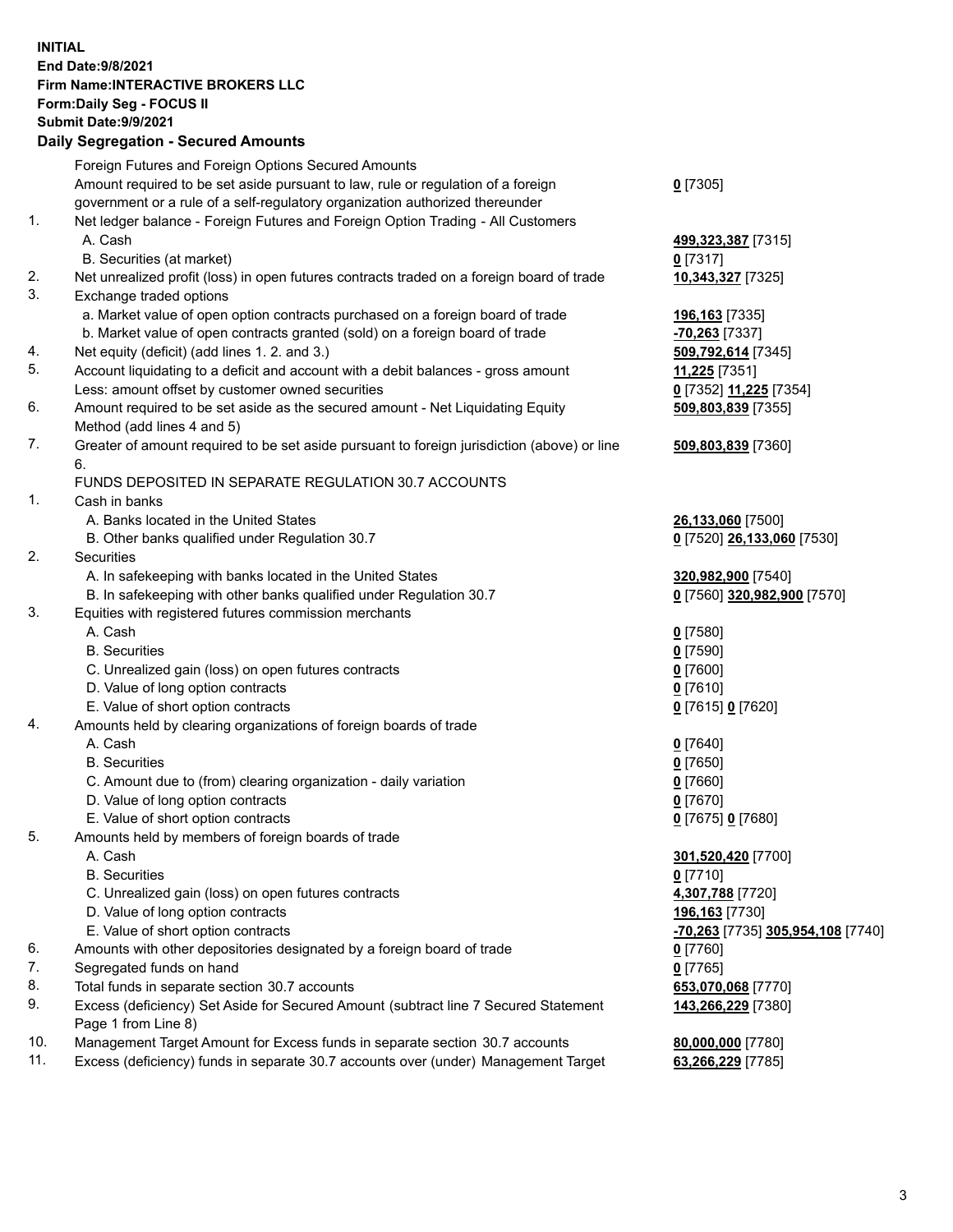**INITIAL**
**End Date:9/8/2021**
**Firm Name:INTERACTIVE BROKERS LLC**
**Form:Daily Seg - FOCUS II**
**Submit Date:9/9/2021**

## Daily Segregation - Secured Amounts

| | | |
|---|---|---|
| | Foreign Futures and Foreign Options Secured Amounts | |
| | Amount required to be set aside pursuant to law, rule or regulation of a foreign government or a rule of a self-regulatory organization authorized thereunder | **0** [7305] |
| 1. | Net ledger balance - Foreign Futures and Foreign Option Trading - All Customers | |
| | A. Cash | **499,323,387** [7315] |
| | B. Securities (at market) | **0** [7317] |
| 2. | Net unrealized profit (loss) in open futures contracts traded on a foreign board of trade | **10,343,327** [7325] |
| 3. | Exchange traded options | |
| | a. Market value of open option contracts purchased on a foreign board of trade | **196,163** [7335] |
| | b. Market value of open contracts granted (sold) on a foreign board of trade | **-70,263** [7337] |
| 4. | Net equity (deficit) (add lines 1. 2. and 3.) | **509,792,614** [7345] |
| 5. | Account liquidating to a deficit and account with a debit balances - gross amount | **11,225** [7351] |
| | Less: amount offset by customer owned securities | **0** [7352] **11,225** [7354] |
| 6. | Amount required to be set aside as the secured amount - Net Liquidating Equity Method (add lines 4 and 5) | **509,803,839** [7355] |
| 7. | Greater of amount required to be set aside pursuant to foreign jurisdiction (above) or line 6. | **509,803,839** [7360] |
| | FUNDS DEPOSITED IN SEPARATE REGULATION 30.7 ACCOUNTS | |
| 1. | Cash in banks | |
| | A. Banks located in the United States | **26,133,060** [7500] |
| | B. Other banks qualified under Regulation 30.7 | **0** [7520] **26,133,060** [7530] |
| 2. | Securities | |
| | A. In safekeeping with banks located in the United States | **320,982,900** [7540] |
| | B. In safekeeping with other banks qualified under Regulation 30.7 | **0** [7560] **320,982,900** [7570] |
| 3. | Equities with registered futures commission merchants | |
| | A. Cash | **0** [7580] |
| | B. Securities | **0** [7590] |
| | C. Unrealized gain (loss) on open futures contracts | **0** [7600] |
| | D. Value of long option contracts | **0** [7610] |
| | E. Value of short option contracts | **0** [7615] **0** [7620] |
| 4. | Amounts held by clearing organizations of foreign boards of trade | |
| | A. Cash | **0** [7640] |
| | B. Securities | **0** [7650] |
| | C. Amount due to (from) clearing organization - daily variation | **0** [7660] |
| | D. Value of long option contracts | **0** [7670] |
| | E. Value of short option contracts | **0** [7675] **0** [7680] |
| 5. | Amounts held by members of foreign boards of trade | |
| | A. Cash | **301,520,420** [7700] |
| | B. Securities | **0** [7710] |
| | C. Unrealized gain (loss) on open futures contracts | **4,307,788** [7720] |
| | D. Value of long option contracts | **196,163** [7730] |
| | E. Value of short option contracts | **-70,263** [7735] **305,954,108** [7740] |
| 6. | Amounts with other depositories designated by a foreign board of trade | **0** [7760] |
| 7. | Segregated funds on hand | **0** [7765] |
| 8. | Total funds in separate section 30.7 accounts | **653,070,068** [7770] |
| 9. | Excess (deficiency) Set Aside for Secured Amount (subtract line 7 Secured Statement Page 1 from Line 8) | **143,266,229** [7380] |
| 10. | Management Target Amount for Excess funds in separate section 30.7 accounts | **80,000,000** [7780] |
| 11. | Excess (deficiency) funds in separate 30.7 accounts over (under) Management Target | **63,266,229** [7785] |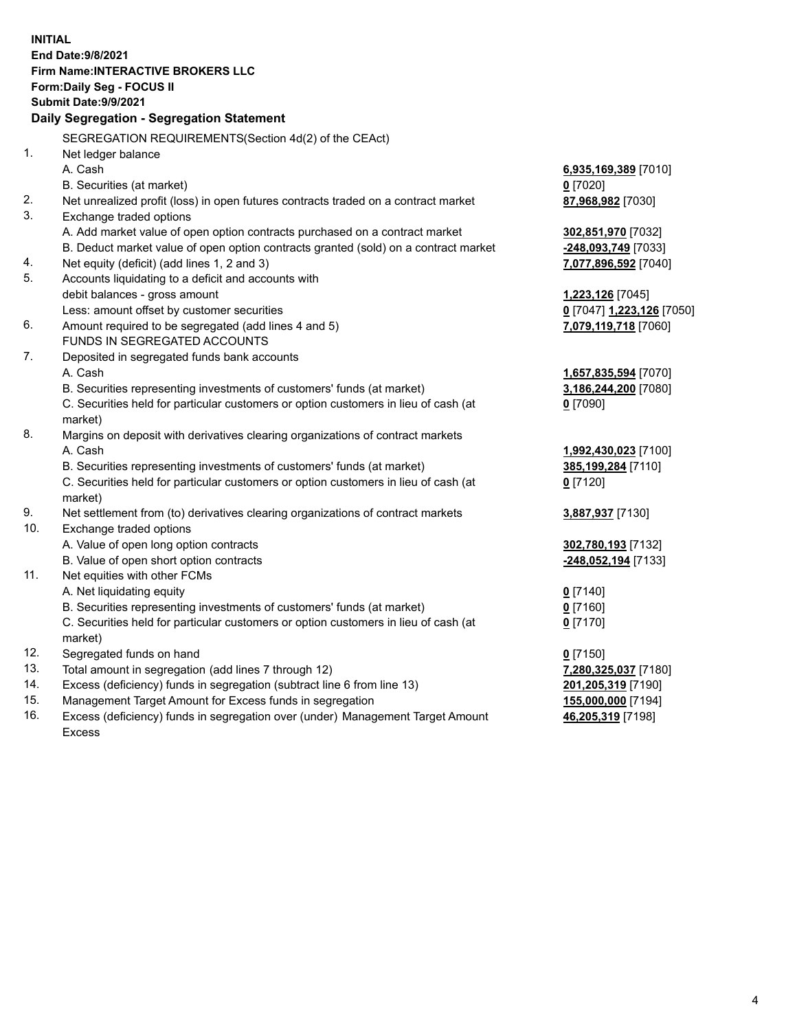**INITIAL**
**End Date:9/8/2021**
**Firm Name:INTERACTIVE BROKERS LLC**
**Form:Daily Seg - FOCUS II**
**Submit Date:9/9/2021**

## Daily Segregation - Segregation Statement

SEGREGATION REQUIREMENTS(Section 4d(2) of the CEAct)

| | | |
|---|---|---|
| 1. | Net ledger balance | |
| | A. Cash | **6,935,169,389** [7010] |
| | B. Securities (at market) | **0** [7020] |
| 2. | Net unrealized profit (loss) in open futures contracts traded on a contract market | **87,968,982** [7030] |
| 3. | Exchange traded options | |
| | A. Add market value of open option contracts purchased on a contract market | **302,851,970** [7032] |
| | B. Deduct market value of open option contracts granted (sold) on a contract market | **-248,093,749** [7033] |
| 4. | Net equity (deficit) (add lines 1, 2 and 3) | **7,077,896,592** [7040] |
| 5. | Accounts liquidating to a deficit and accounts with | |
| | debit balances - gross amount | **1,223,126** [7045] |
| | Less: amount offset by customer securities | **0** [7047] **1,223,126** [7050] |
| 6. | Amount required to be segregated (add lines 4 and 5) | **7,079,119,718** [7060] |
| | FUNDS IN SEGREGATED ACCOUNTS | |
| 7. | Deposited in segregated funds bank accounts | |
| | A. Cash | **1,657,835,594** [7070] |
| | B. Securities representing investments of customers' funds (at market) | **3,186,244,200** [7080] |
| | C. Securities held for particular customers or option customers in lieu of cash (at market) | **0** [7090] |
| 8. | Margins on deposit with derivatives clearing organizations of contract markets | |
| | A. Cash | **1,992,430,023** [7100] |
| | B. Securities representing investments of customers' funds (at market) | **385,199,284** [7110] |
| | C. Securities held for particular customers or option customers in lieu of cash (at market) | **0** [7120] |
| 9. | Net settlement from (to) derivatives clearing organizations of contract markets | **3,887,937** [7130] |
| 10. | Exchange traded options | |
| | A. Value of open long option contracts | **302,780,193** [7132] |
| | B. Value of open short option contracts | **-248,052,194** [7133] |
| 11. | Net equities with other FCMs | |
| | A. Net liquidating equity | **0** [7140] |
| | B. Securities representing investments of customers' funds (at market) | **0** [7160] |
| | C. Securities held for particular customers or option customers in lieu of cash (at market) | **0** [7170] |
| 12. | Segregated funds on hand | **0** [7150] |
| 13. | Total amount in segregation (add lines 7 through 12) | **7,280,325,037** [7180] |
| 14. | Excess (deficiency) funds in segregation (subtract line 6 from line 13) | **201,205,319** [7190] |
| 15. | Management Target Amount for Excess funds in segregation | **155,000,000** [7194] |
| 16. | Excess (deficiency) funds in segregation over (under) Management Target Amount Excess | **46,205,319** [7198] |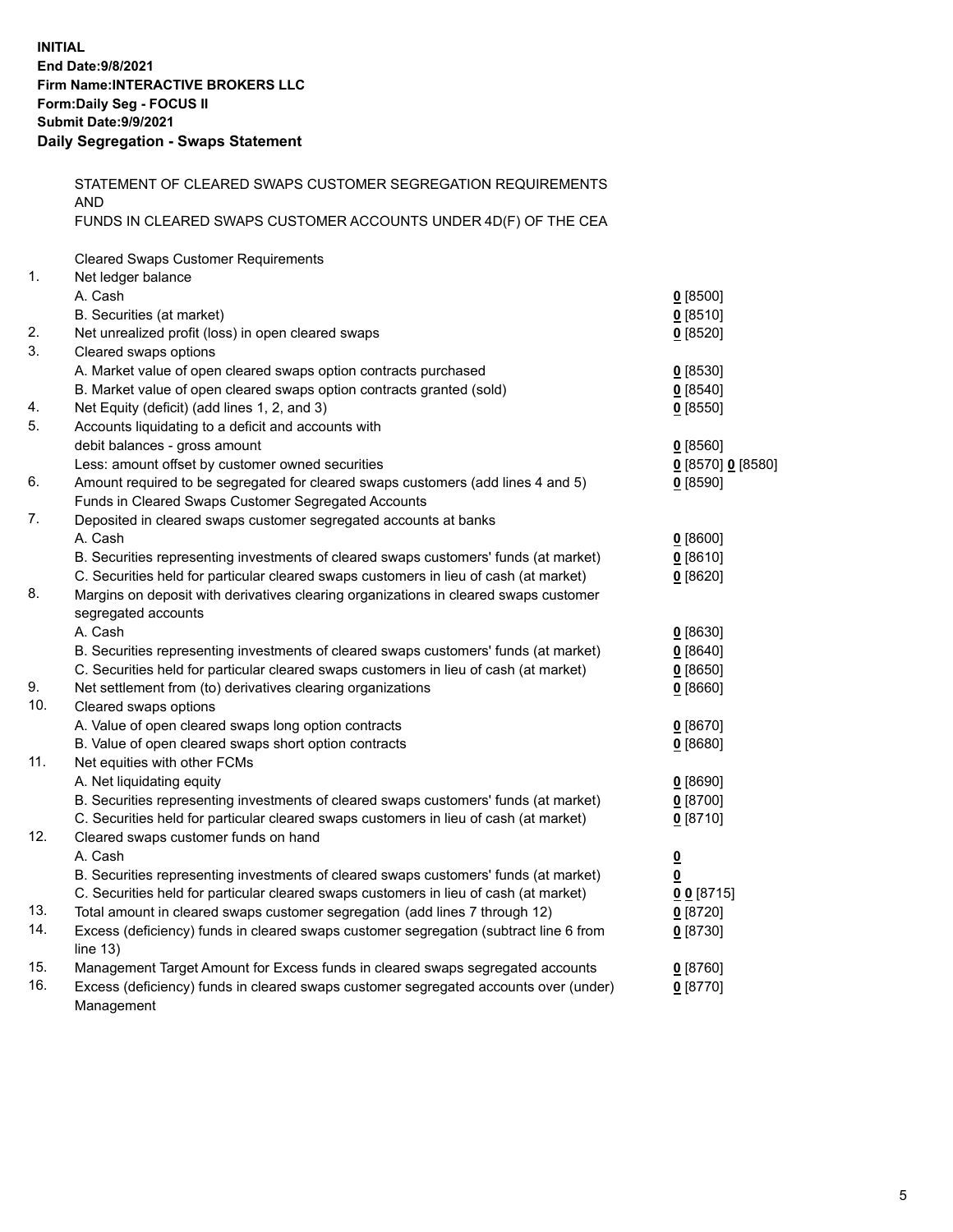**INITIAL**
**End Date:9/8/2021**
**Firm Name:INTERACTIVE BROKERS LLC**
**Form:Daily Seg - FOCUS II**
**Submit Date:9/9/2021**
**Daily Segregation - Swaps Statement**

STATEMENT OF CLEARED SWAPS CUSTOMER SEGREGATION REQUIREMENTS AND FUNDS IN CLEARED SWAPS CUSTOMER ACCOUNTS UNDER 4D(F) OF THE CEA

| | | |
|---|---|---|
| | Cleared Swaps Customer Requirements | |
| 1. | Net ledger balance | |
| | A. Cash | 0 [8500] |
| | B. Securities (at market) | 0 [8510] |
| 2. | Net unrealized profit (loss) in open cleared swaps | 0 [8520] |
| 3. | Cleared swaps options | |
| | A. Market value of open cleared swaps option contracts purchased | 0 [8530] |
| | B. Market value of open cleared swaps option contracts granted (sold) | 0 [8540] |
| 4. | Net Equity (deficit) (add lines 1, 2, and 3) | 0 [8550] |
| 5. | Accounts liquidating to a deficit and accounts with debit balances - gross amount | 0 [8560] |
| | Less: amount offset by customer owned securities | 0 [8570] 0 [8580] |
| 6. | Amount required to be segregated for cleared swaps customers (add lines 4 and 5) | 0 [8590] |
| | Funds in Cleared Swaps Customer Segregated Accounts | |
| 7. | Deposited in cleared swaps customer segregated accounts at banks | |
| | A. Cash | 0 [8600] |
| | B. Securities representing investments of cleared swaps customers' funds (at market) | 0 [8610] |
| | C. Securities held for particular cleared swaps customers in lieu of cash (at market) | 0 [8620] |
| 8. | Margins on deposit with derivatives clearing organizations in cleared swaps customer segregated accounts | |
| | A. Cash | 0 [8630] |
| | B. Securities representing investments of cleared swaps customers' funds (at market) | 0 [8640] |
| | C. Securities held for particular cleared swaps customers in lieu of cash (at market) | 0 [8650] |
| 9. | Net settlement from (to) derivatives clearing organizations | 0 [8660] |
| 10. | Cleared swaps options | |
| | A. Value of open cleared swaps long option contracts | 0 [8670] |
| | B. Value of open cleared swaps short option contracts | 0 [8680] |
| 11. | Net equities with other FCMs | |
| | A. Net liquidating equity | 0 [8690] |
| | B. Securities representing investments of cleared swaps customers' funds (at market) | 0 [8700] |
| | C. Securities held for particular cleared swaps customers in lieu of cash (at market) | 0 [8710] |
| 12. | Cleared swaps customer funds on hand | |
| | A. Cash | 0 |
| | B. Securities representing investments of cleared swaps customers' funds (at market) | 0 |
| | C. Securities held for particular cleared swaps customers in lieu of cash (at market) | 0 0 [8715] |
| 13. | Total amount in cleared swaps customer segregation (add lines 7 through 12) | 0 [8720] |
| 14. | Excess (deficiency) funds in cleared swaps customer segregation (subtract line 6 from line 13) | 0 [8730] |
| 15. | Management Target Amount for Excess funds in cleared swaps segregated accounts | 0 [8760] |
| 16. | Excess (deficiency) funds in cleared swaps customer segregated accounts over (under) Management | 0 [8770] |